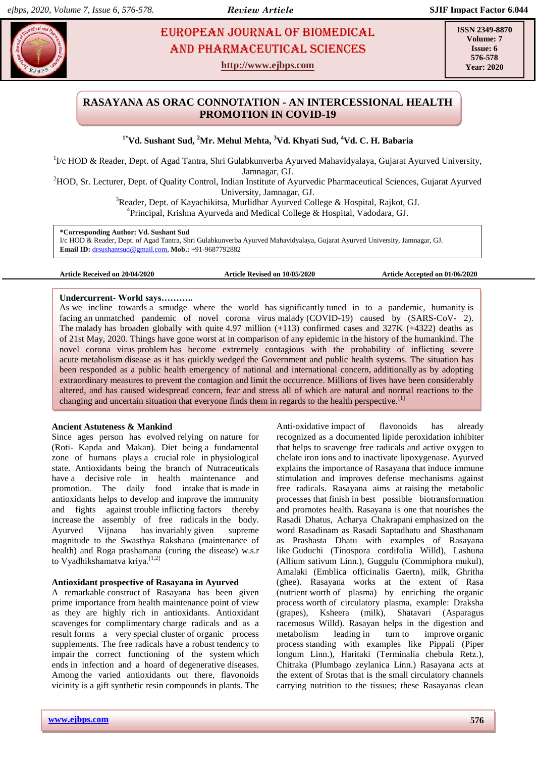# EUROPEAN JOURNAL OF BIOMEDICAL AND PHARMACEUTICAL SCIENCES

http://www.ejbps.com

ISSN 2349-8870
Volume: 7
Issue: 6
576-578
Year: 2020

## RASAYANA AS ORAC CONNOTATION - AN INTERCESSIONAL HEALTH PROMOTION IN COVID-19

**[1*]Vd. Sushant Sud, [2]Mr. Mehul Mehta, [3]Vd. Khyati Sud, [4]Vd. C. H. Babaria**

[1]I/c HOD & Reader, Dept. of Agad Tantra, Shri Gulabkunverba Ayurved Mahavidyalaya, Gujarat Ayurved University, Jamnagar, GJ.
[2]HOD, Sr. Lecturer, Dept. of Quality Control, Indian Institute of Ayurvedic Pharmaceutical Sciences, Gujarat Ayurved University, Jamnagar, GJ.
[3]Reader, Dept. of Kayachikitsa, Murlidhar Ayurved College & Hospital, Rajkot, GJ.
[4]Principal, Krishna Ayurveda and Medical College & Hospital, Vadodara, GJ.

**\*Corresponding Author: Vd. Sushant Sud**
I/c HOD & Reader, Dept. of Agad Tantra, Shri Gulabkunverba Ayurved Mahavidyalaya, Gujarat Ayurved University, Jamnagar, GJ.
**Email ID:** drsushantsud@gmail.com, **Mob.:** +91-9687792882

**Article Received on 20/04/2020** | **Article Revised on 10/05/2020** | **Article Accepted on 01/06/2020**

**Undercurrent- World says………..**
As we incline towards a smudge where the world has significantly tuned in to a pandemic, humanity is facing an unmatched pandemic of novel corona virus malady (COVID-19) caused by (SARS-CoV- 2). The malady has broaden globally with quite 4.97 million (+113) confirmed cases and 327K (+4322) deaths as of 21st May, 2020. Things have gone worst at in comparison of any epidemic in the history of the humankind. The novel corona virus problem has become extremely contagious with the probability of inflicting severe acute metabolism disease as it has quickly wedged the Government and public health systems. The situation has been responded as a public health emergency of national and international concern, additionally as by adopting extraordinary measures to prevent the contagion and limit the occurrence. Millions of lives have been considerably altered, and has caused widespread concern, fear and stress all of which are natural and normal reactions to the changing and uncertain situation that everyone finds them in regards to the health perspective.[1]

**Ancient Astuteness & Mankind**
Since ages person has evolved relying on nature for (Roti- Kapda and Makan). Diet being a fundamental zone of humans plays a crucial role in physiological state. Antioxidants being the branch of Nutraceuticals have a decisive role in health maintenance and promotion. The daily food intake that is made in antioxidants helps to develop and improve the immunity and fights against trouble inflicting factors thereby increase the assembly of free radicals in the body. Ayurved Vijnana has invariably given supreme magnitude to the Swasthya Rakshana (maintenance of health) and Roga prashamana (curing the disease) w.s.r to Vyadhikshamatva kriya.[1,2]

**Antioxidant prospective of Rasayana in Ayurved**
A remarkable construct of Rasayana has been given prime importance from health maintenance point of view as they are highly rich in antioxidants. Antioxidant scavenges for complimentary charge radicals and as a result forms a very special cluster of organic process supplements. The free radicals have a robust tendency to impair the correct functioning of the system which ends in infection and a hoard of degenerative diseases. Among the varied antioxidants out there, flavonoids vicinity is a gift synthetic resin compounds in plants. The Anti-oxidative impact of flavonoids has already recognized as a documented lipide peroxidation inhibiter that helps to scavenge free radicals and active oxygen to chelate iron ions and to inactivate lipoxygenase. Ayurved explains the importance of Rasayana that induce immune stimulation and improves defense mechanisms against free radicals. Rasayana aims at raising the metabolic processes that finish in best possible biotransformation and promotes health. Rasayana is one that nourishes the Rasadi Dhatus, Acharya Chakrapani emphasized on the word Rasadinam as Rasadi Saptadhatu and Shasthanam as Prashasta Dhatu with examples of Rasayana like Guduchi (Tinospora cordifolia Willd), Lashuna (Allium sativum Linn.), Guggulu (Commiphora mukul), Amalaki (Emblica officinalis Gaertn), milk, Ghritha (ghee). Rasayana works at the extent of Rasa (nutrient worth of plasma) by enriching the organic process worth of circulatory plasma, example: Draksha (grapes), Ksheera (milk), Shatavari (Asparagus racemosus Willd). Rasayan helps in the digestion and metabolism leading in turn to improve organic process standing with examples like Pippali (Piper longum Linn.), Haritaki (Terminalia chebula Retz.), Chitraka (Plumbago zeylanica Linn.) Rasayana acts at the extent of Srotas that is the small circulatory channels carrying nutrition to the tissues; these Rasayanas clean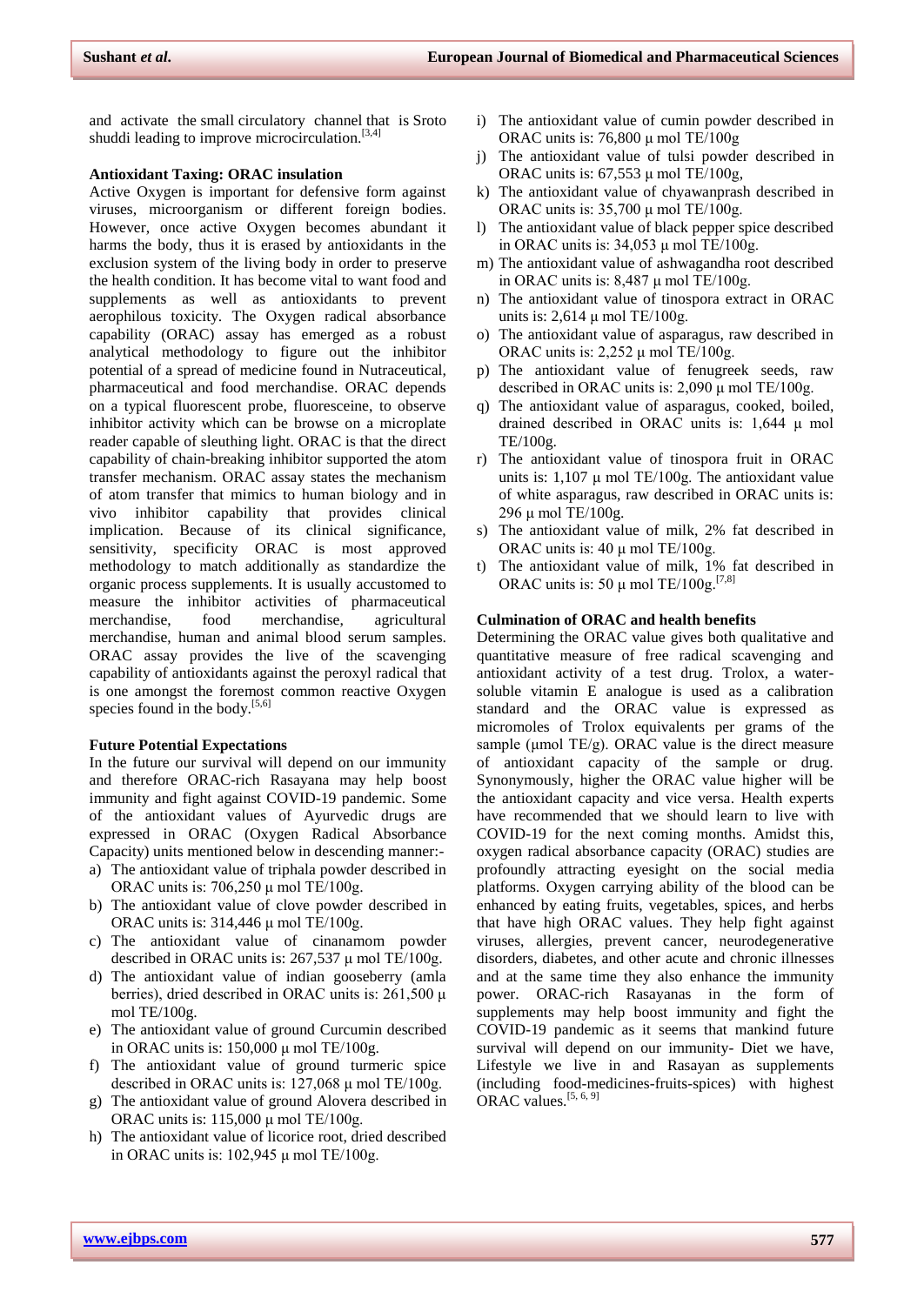and activate the small circulatory channel that is Sroto shuddi leading to improve microcirculation.[3,4]

### Antioxidant Taxing: ORAC insulation

Active Oxygen is important for defensive form against viruses, microorganism or different foreign bodies. However, once active Oxygen becomes abundant it harms the body, thus it is erased by antioxidants in the exclusion system of the living body in order to preserve the health condition. It has become vital to want food and supplements as well as antioxidants to prevent aerophilous toxicity. The Oxygen radical absorbance capability (ORAC) assay has emerged as a robust analytical methodology to figure out the inhibitor potential of a spread of medicine found in Nutraceutical, pharmaceutical and food merchandise. ORAC depends on a typical fluorescent probe, fluoresceine, to observe inhibitor activity which can be browse on a microplate reader capable of sleuthing light. ORAC is that the direct capability of chain-breaking inhibitor supported the atom transfer mechanism. ORAC assay states the mechanism of atom transfer that mimics to human biology and in vivo inhibitor capability that provides clinical implication. Because of its clinical significance, sensitivity, specificity ORAC is most approved methodology to match additionally as standardize the organic process supplements. It is usually accustomed to measure the inhibitor activities of pharmaceutical merchandise, food merchandise, agricultural merchandise, human and animal blood serum samples. ORAC assay provides the live of the scavenging capability of antioxidants against the peroxyl radical that is one amongst the foremost common reactive Oxygen species found in the body.[5,6]

### Future Potential Expectations

In the future our survival will depend on our immunity and therefore ORAC-rich Rasayana may help boost immunity and fight against COVID-19 pandemic. Some of the antioxidant values of Ayurvedic drugs are expressed in ORAC (Oxygen Radical Absorbance Capacity) units mentioned below in descending manner:-

a) The antioxidant value of triphala powder described in ORAC units is: 706,250 µ mol TE/100g.
b) The antioxidant value of clove powder described in ORAC units is: 314,446 µ mol TE/100g.
c) The antioxidant value of cinanamom powder described in ORAC units is: 267,537 µ mol TE/100g.
d) The antioxidant value of indian gooseberry (amla berries), dried described in ORAC units is: 261,500 µ mol TE/100g.
e) The antioxidant value of ground Curcumin described in ORAC units is: 150,000 µ mol TE/100g.
f) The antioxidant value of ground turmeric spice described in ORAC units is: 127,068 µ mol TE/100g.
g) The antioxidant value of ground Alovera described in ORAC units is: 115,000 µ mol TE/100g.
h) The antioxidant value of licorice root, dried described in ORAC units is: 102,945 µ mol TE/100g.
i) The antioxidant value of cumin powder described in ORAC units is: 76,800 µ mol TE/100g
j) The antioxidant value of tulsi powder described in ORAC units is: 67,553 µ mol TE/100g,
k) The antioxidant value of chyawanprash described in ORAC units is: 35,700 µ mol TE/100g.
l) The antioxidant value of black pepper spice described in ORAC units is: 34,053 µ mol TE/100g.
m) The antioxidant value of ashwagandha root described in ORAC units is: 8,487 µ mol TE/100g.
n) The antioxidant value of tinospora extract in ORAC units is: 2,614 µ mol TE/100g.
o) The antioxidant value of asparagus, raw described in ORAC units is: 2,252 µ mol TE/100g.
p) The antioxidant value of fenugreek seeds, raw described in ORAC units is: 2,090 µ mol TE/100g.
q) The antioxidant value of asparagus, cooked, boiled, drained described in ORAC units is: 1,644 µ mol TE/100g.
r) The antioxidant value of tinospora fruit in ORAC units is: 1,107 µ mol TE/100g. The antioxidant value of white asparagus, raw described in ORAC units is: 296 µ mol TE/100g.
s) The antioxidant value of milk, 2% fat described in ORAC units is: 40 µ mol TE/100g.
t) The antioxidant value of milk, 1% fat described in ORAC units is: 50 µ mol TE/100g.[7,8]

### Culmination of ORAC and health benefits

Determining the ORAC value gives both qualitative and quantitative measure of free radical scavenging and antioxidant activity of a test drug. Trolox, a water-soluble vitamin E analogue is used as a calibration standard and the ORAC value is expressed as micromoles of Trolox equivalents per grams of the sample (µmol TE/g). ORAC value is the direct measure of antioxidant capacity of the sample or drug. Synonymously, higher the ORAC value higher will be the antioxidant capacity and vice versa. Health experts have recommended that we should learn to live with COVID-19 for the next coming months. Amidst this, oxygen radical absorbance capacity (ORAC) studies are profoundly attracting eyesight on the social media platforms. Oxygen carrying ability of the blood can be enhanced by eating fruits, vegetables, spices, and herbs that have high ORAC values. They help fight against viruses, allergies, prevent cancer, neurodegenerative disorders, diabetes, and other acute and chronic illnesses and at the same time they also enhance the immunity power. ORAC-rich Rasayanas in the form of supplements may help boost immunity and fight the COVID-19 pandemic as it seems that mankind future survival will depend on our immunity- Diet we have, Lifestyle we live in and Rasayan as supplements (including food-medicines-fruits-spices) with highest ORAC values.[5, 6, 9]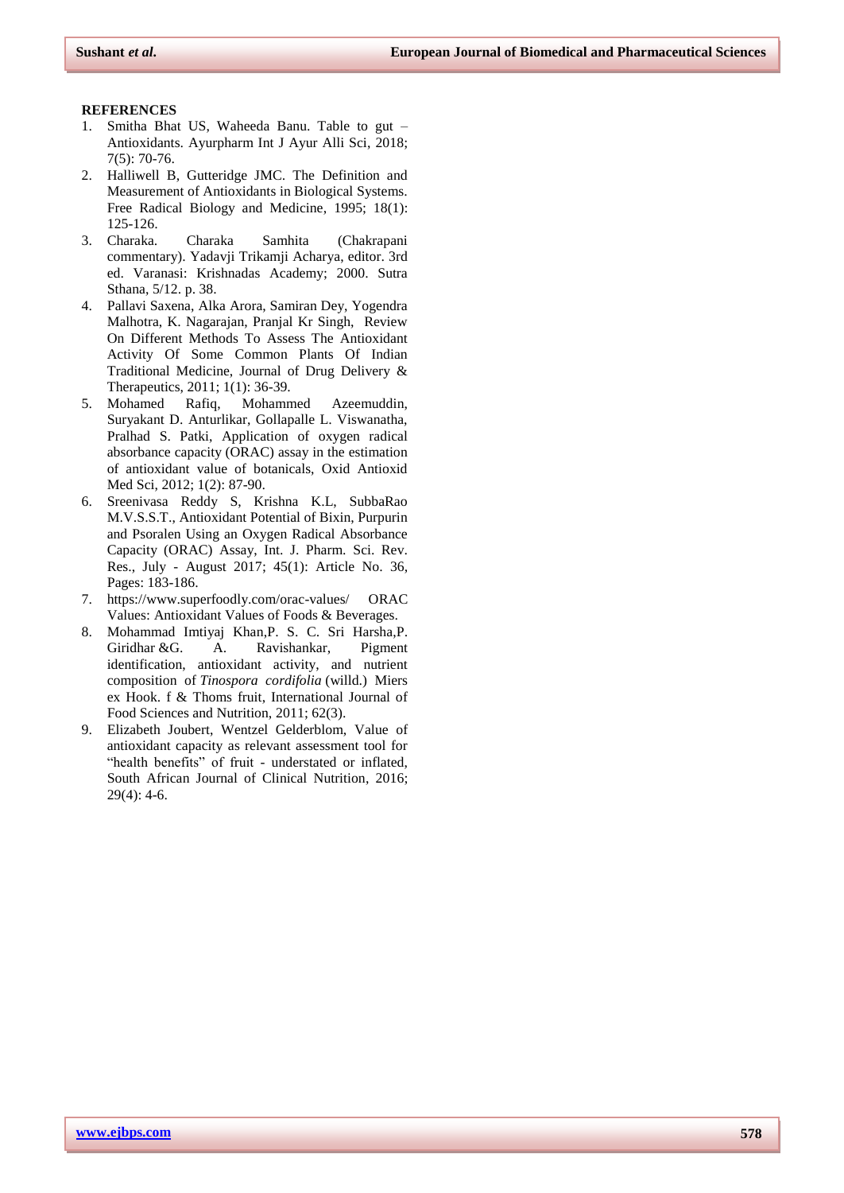## REFERENCES

1. Smitha Bhat US, Waheeda Banu. Table to gut – Antioxidants. Ayurpharm Int J Ayur Alli Sci, 2018; 7(5): 70-76.
2. Halliwell B, Gutteridge JMC. The Definition and Measurement of Antioxidants in Biological Systems. Free Radical Biology and Medicine, 1995; 18(1): 125-126.
3. Charaka. Charaka Samhita (Chakrapani commentary). Yadavji Trikamji Acharya, editor. 3rd ed. Varanasi: Krishnadas Academy; 2000. Sutra Sthana, 5/12. p. 38.
4. Pallavi Saxena, Alka Arora, Samiran Dey, Yogendra Malhotra, K. Nagarajan, Pranjal Kr Singh, Review On Different Methods To Assess The Antioxidant Activity Of Some Common Plants Of Indian Traditional Medicine, Journal of Drug Delivery & Therapeutics, 2011; 1(1): 36-39.
5. Mohamed Rafiq, Mohammed Azeemuddin, Suryakant D. Anturlikar, Gollapalle L. Viswanatha, Pralhad S. Patki, Application of oxygen radical absorbance capacity (ORAC) assay in the estimation of antioxidant value of botanicals, Oxid Antioxid Med Sci, 2012; 1(2): 87-90.
6. Sreenivasa Reddy S, Krishna K.L, SubbaRao M.V.S.S.T., Antioxidant Potential of Bixin, Purpurin and Psoralen Using an Oxygen Radical Absorbance Capacity (ORAC) Assay, Int. J. Pharm. Sci. Rev. Res., July - August 2017; 45(1): Article No. 36, Pages: 183-186.
7. https://www.superfoodly.com/orac-values/ ORAC Values: Antioxidant Values of Foods & Beverages.
8. Mohammad Imtiyaj Khan,P. S. C. Sri Harsha,P. Giridhar &G. A. Ravishankar, Pigment identification, antioxidant activity, and nutrient composition of *Tinospora cordifolia* (willd.) Miers ex Hook. f & Thoms fruit, International Journal of Food Sciences and Nutrition, 2011; 62(3).
9. Elizabeth Joubert, Wentzel Gelderblom, Value of antioxidant capacity as relevant assessment tool for "health benefits" of fruit - understated or inflated, South African Journal of Clinical Nutrition, 2016; 29(4): 4-6.